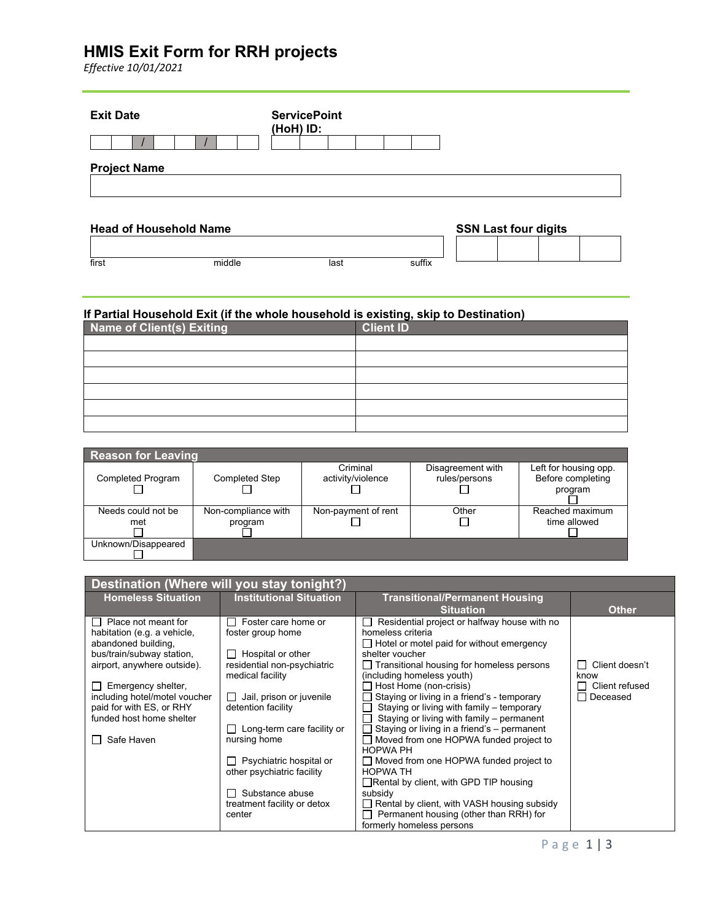# HMIS Exit Form for RRH projects

*Effective 10/01/2021*

**Exit Date**

| | | / | | | / | | |
|---|---|---|---|---|---|---|---|

**ServicePoint (HoH) ID:**

| | | | | | |
|---|---|---|---|---|---|

**Project Name**

| |
|---|

**Head of Household Name**

| first | middle | last | suffix |
|---|---|---|---|
| | | | |

**SSN Last four digits**

| | | | |
|---|---|---|---|

### If Partial Household Exit (if the whole household is existing, skip to Destination)

| Name of Client(s) Exiting | Client ID |
|---|---|
| | |
| | |
| | |
| | |
| | |
| | |

| Reason for Leaving | | | | |
|---|---|---|---|---|
| Completed Program ☐ | Completed Step ☐ | Criminal activity/violence ☐ | Disagreement with rules/persons ☐ | Left for housing opp. Before completing program ☐ |
| Needs could not be met ☐ | Non-compliance with program ☐ | Non-payment of rent ☐ | Other ☐ | Reached maximum time allowed ☐ |
| Unknown/Disappeared ☐ | | | | |

| Destination (Where will you stay tonight?) | | | |
|---|---|---|---|
| **Homeless Situation** | **Institutional Situation** | **Transitional/Permanent Housing Situation** | **Other** |
| ☐ Place not meant for habitation (e.g. a vehicle, abandoned building, bus/train/subway station, airport, anywhere outside).<br><br>☐ Emergency shelter, including hotel/motel voucher paid for with ES, or RHY funded host home shelter<br><br>☐ Safe Haven | ☐ Foster care home or foster group home<br><br>☐ Hospital or other residential non-psychiatric medical facility<br><br>☐ Jail, prison or juvenile detention facility<br><br>☐ Long-term care facility or nursing home<br><br>☐ Psychiatric hospital or other psychiatric facility<br><br>☐ Substance abuse treatment facility or detox center | ☐ Residential project or halfway house with no homeless criteria<br>☐ Hotel or motel paid for without emergency shelter voucher<br>☐ Transitional housing for homeless persons (including homeless youth)<br>☐ Host Home (non-crisis)<br>☐ Staying or living in a friend's - temporary<br>☐ Staying or living with family – temporary<br>☐ Staying or living with family – permanent<br>☐ Staying or living in a friend's – permanent<br>☐ Moved from one HOPWA funded project to HOPWA PH<br>☐ Moved from one HOPWA funded project to HOPWA TH<br>☐ Rental by client, with GPD TIP housing subsidy<br>☐ Rental by client, with VASH housing subsidy<br>☐ Permanent housing (other than RRH) for formerly homeless persons | ☐ Client doesn't know<br>☐ Client refused<br>☐ Deceased |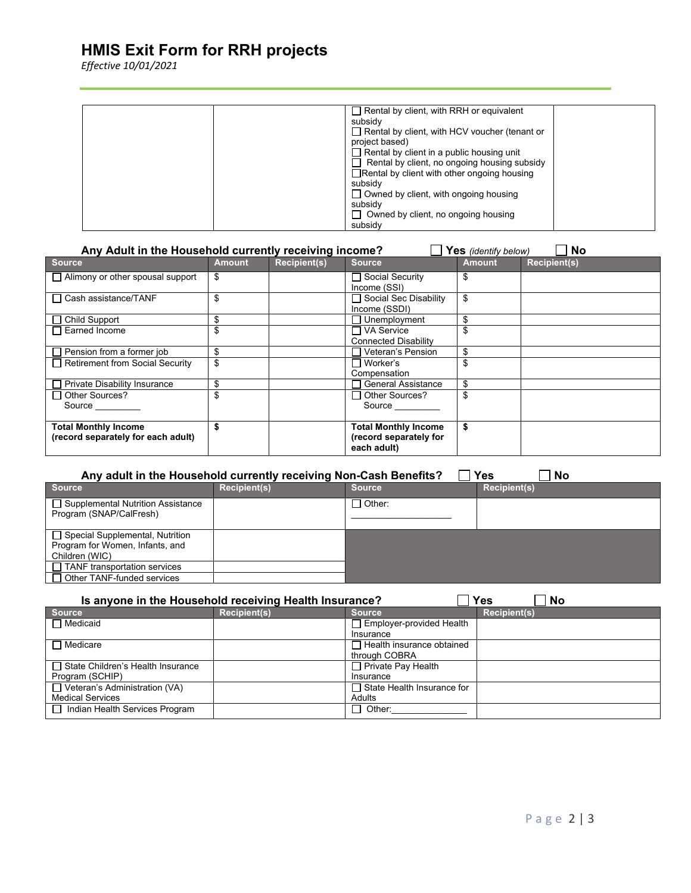# HMIS Exit Form for RRH projects

*Effective 10/01/2021*

| | | | |
|---|---|---|---|
| | | ☐ Rental by client, with RRH or equivalent subsidy<br>☐ Rental by client, with HCV voucher (tenant or project based)<br>☐ Rental by client in a public housing unit<br>☐ Rental by client, no ongoing housing subsidy<br>☐ Rental by client with other ongoing housing subsidy<br>☐ Owned by client, with ongoing housing subsidy<br>☐ Owned by client, no ongoing housing subsidy | |

**Any Adult in the Household currently receiving income?** ☐ **Yes** *(identify below)* ☐ **No**

| Source | Amount | Recipient(s) | Source | Amount | Recipient(s) |
|---|---|---|---|---|---|
| ☐ Alimony or other spousal support | $ | | ☐ Social Security Income (SSI) | $ | |
| ☐ Cash assistance/TANF | $ | | ☐ Social Sec Disability Income (SSDI) | $ | |
| ☐ Child Support | $ | | ☐ Unemployment | $ | |
| ☐ Earned Income | $ | | ☐ VA Service Connected Disability | $ | |
| ☐ Pension from a former job | $ | | ☐ Veteran's Pension | $ | |
| ☐ Retirement from Social Security | $ | | ☐ Worker's Compensation | $ | |
| ☐ Private Disability Insurance | $ | | ☐ General Assistance | $ | |
| ☐ Other Sources? Source _________ | $ | | ☐ Other Sources? Source _________ | $ | |
| **Total Monthly Income (record separately for each adult)** | **$** | | **Total Monthly Income (record separately for each adult)** | **$** | |

**Any adult in the Household currently receiving Non-Cash Benefits?** ☐ **Yes** ☐ **No**

| Source | Recipient(s) | Source | Recipient(s) |
|---|---|---|---|
| ☐ Supplemental Nutrition Assistance Program (SNAP/CalFresh) | | ☐ Other: ___________________ | |
| ☐ Special Supplemental, Nutrition Program for Women, Infants, and Children (WIC) | | | |
| ☐ TANF transportation services | | | |
| ☐ Other TANF-funded services | | | |

**Is anyone in the Household receiving Health Insurance?** ☐ **Yes** ☐ **No**

| Source | Recipient(s) | Source | Recipient(s) |
|---|---|---|---|
| ☐ Medicaid | | ☐ Employer-provided Health Insurance | |
| ☐ Medicare | | ☐ Health insurance obtained through COBRA | |
| ☐ State Children's Health Insurance Program (SCHIP) | | ☐ Private Pay Health Insurance | |
| ☐ Veteran's Administration (VA) Medical Services | | ☐ State Health Insurance for Adults | |
| ☐ Indian Health Services Program | | ☐ Other:_______________ | |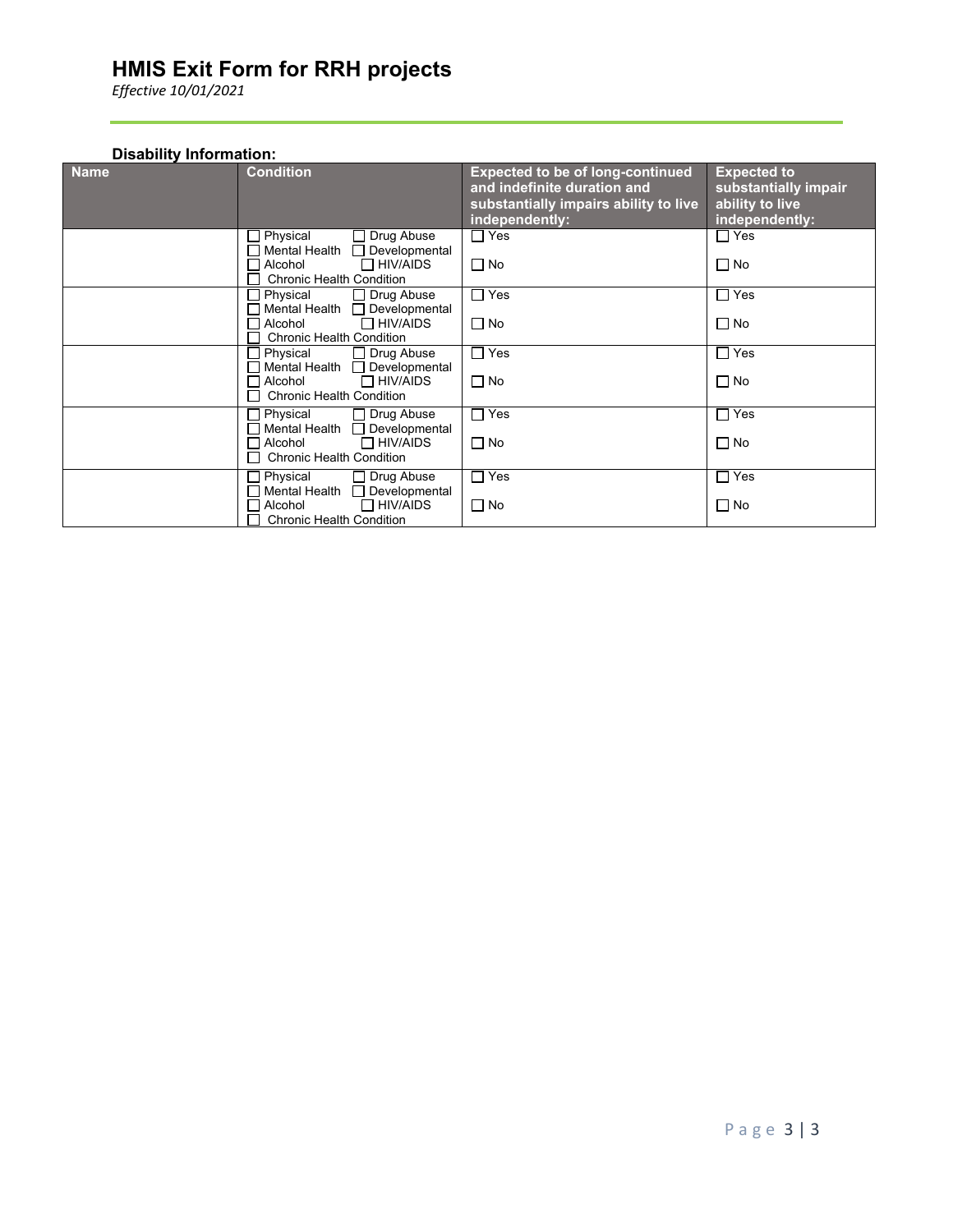# HMIS Exit Form for RRH projects

*Effective 10/01/2021*

**Disability Information:**

| Name | Condition | Expected to be of long-continued and indefinite duration and substantially impairs ability to live independently: | Expected to substantially impair ability to live independently: |
|---|---|---|---|
| | ☐ Physical ☐ Drug Abuse ☐ Mental Health ☐ Developmental ☐ Alcohol ☐ HIV/AIDS ☐ Chronic Health Condition | ☐ Yes ☐ No | ☐ Yes ☐ No |
| | ☐ Physical ☐ Drug Abuse ☐ Mental Health ☐ Developmental ☐ Alcohol ☐ HIV/AIDS ☐ Chronic Health Condition | ☐ Yes ☐ No | ☐ Yes ☐ No |
| | ☐ Physical ☐ Drug Abuse ☐ Mental Health ☐ Developmental ☐ Alcohol ☐ HIV/AIDS ☐ Chronic Health Condition | ☐ Yes ☐ No | ☐ Yes ☐ No |
| | ☐ Physical ☐ Drug Abuse ☐ Mental Health ☐ Developmental ☐ Alcohol ☐ HIV/AIDS ☐ Chronic Health Condition | ☐ Yes ☐ No | ☐ Yes ☐ No |
| | ☐ Physical ☐ Drug Abuse ☐ Mental Health ☐ Developmental ☐ Alcohol ☐ HIV/AIDS ☐ Chronic Health Condition | ☐ Yes ☐ No | ☐ Yes ☐ No |